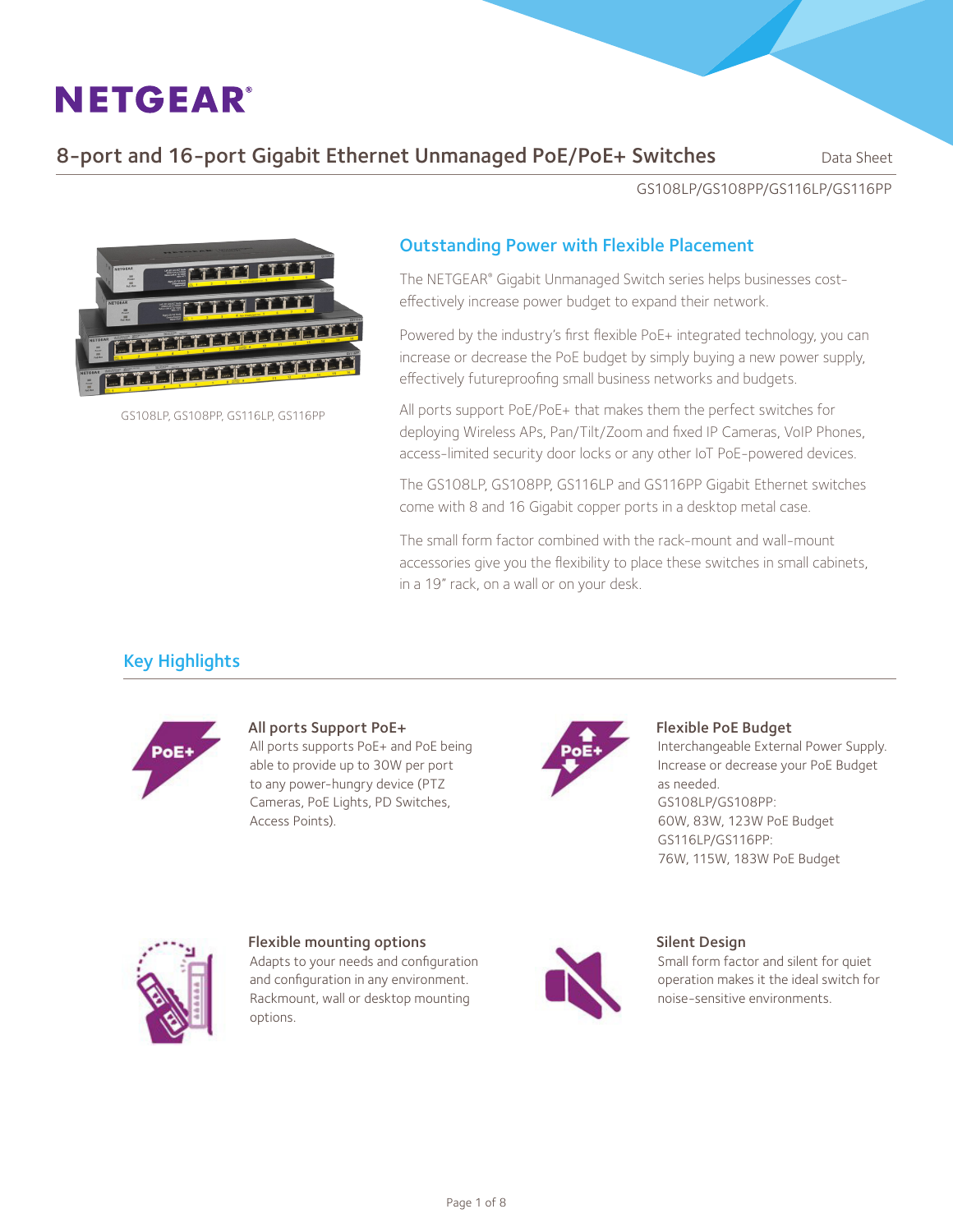# NETGEAR®

## 8-port and 16-port Gigabit Ethernet Unmanaged PoE/PoE+ Switches

Data Sheet

GS108LP/GS108PP/GS116LP/GS116PP

GS108LP, GS108PP, GS116LP, GS116PP

### Outstanding Power with Flexible Placement

The NETGEAR® Gigabit Unmanaged Switch series helps businesses cost-effectively increase power budget to expand their network.

Powered by the industry's first flexible PoE+ integrated technology, you can increase or decrease the PoE budget by simply buying a new power supply, effectively futureproofing small business networks and budgets.

All ports support PoE/PoE+ that makes them the perfect switches for deploying Wireless APs, Pan/Tilt/Zoom and fixed IP Cameras, VoIP Phones, access-limited security door locks or any other IoT PoE-powered devices.

The GS108LP, GS108PP, GS116LP and GS116PP Gigabit Ethernet switches come with 8 and 16 Gigabit copper ports in a desktop metal case.

The small form factor combined with the rack-mount and wall-mount accessories give you the flexibility to place these switches in small cabinets, in a 19" rack, on a wall or on your desk.

### Key Highlights

**All ports Support PoE+**
All ports supports PoE+ and PoE being able to provide up to 30W per port to any power-hungry device (PTZ Cameras, PoE Lights, PD Switches, Access Points).

**Flexible PoE Budget**
Interchangeable External Power Supply. Increase or decrease your PoE Budget as needed.
GS108LP/GS108PP:
60W, 83W, 123W PoE Budget
GS116LP/GS116PP:
76W, 115W, 183W PoE Budget

**Flexible mounting options**
Adapts to your needs and configuration and configuration in any environment. Rackmount, wall or desktop mounting options.

**Silent Design**
Small form factor and silent for quiet operation makes it the ideal switch for noise-sensitive environments.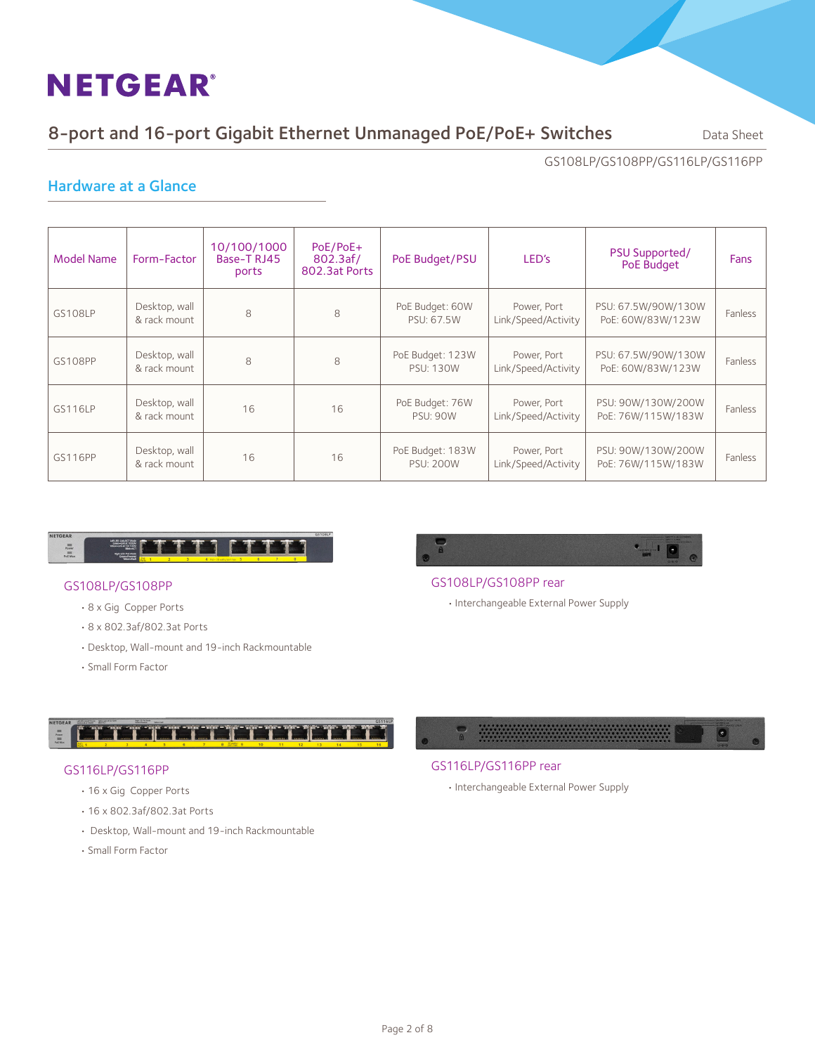## Hardware at a Glance

| Model Name | Form-Factor | 10/100/1000 Base-T RJ45 ports | PoE/PoE+ 802.3af/ 802.3at Ports | PoE Budget/PSU | LED's | PSU Supported/ PoE Budget | Fans |
|---|---|---|---|---|---|---|---|
| GS108LP | Desktop, wall & rack mount | 8 | 8 | PoE Budget: 60W PSU: 67.5W | Power, Port Link/Speed/Activity | PSU: 67.5W/90W/130W PoE: 60W/83W/123W | Fanless |
| GS108PP | Desktop, wall & rack mount | 8 | 8 | PoE Budget: 123W PSU: 130W | Power, Port Link/Speed/Activity | PSU: 67.5W/90W/130W PoE: 60W/83W/123W | Fanless |
| GS116LP | Desktop, wall & rack mount | 16 | 16 | PoE Budget: 76W PSU: 90W | Power, Port Link/Speed/Activity | PSU: 90W/130W/200W PoE: 76W/115W/183W | Fanless |
| GS116PP | Desktop, wall & rack mount | 16 | 16 | PoE Budget: 183W PSU: 200W | Power, Port Link/Speed/Activity | PSU: 90W/130W/200W PoE: 76W/115W/183W | Fanless |

### GS108LP/GS108PP

- 8 x Gig Copper Ports
- 8 x 802.3af/802.3at Ports
- Desktop, Wall-mount and 19-inch Rackmountable
- Small Form Factor

### GS108LP/GS108PP rear

- Interchangeable External Power Supply

### GS116LP/GS116PP

- 16 x Gig Copper Ports
- 16 x 802.3af/802.3at Ports
- Desktop, Wall-mount and 19-inch Rackmountable
- Small Form Factor

### GS116LP/GS116PP rear

- Interchangeable External Power Supply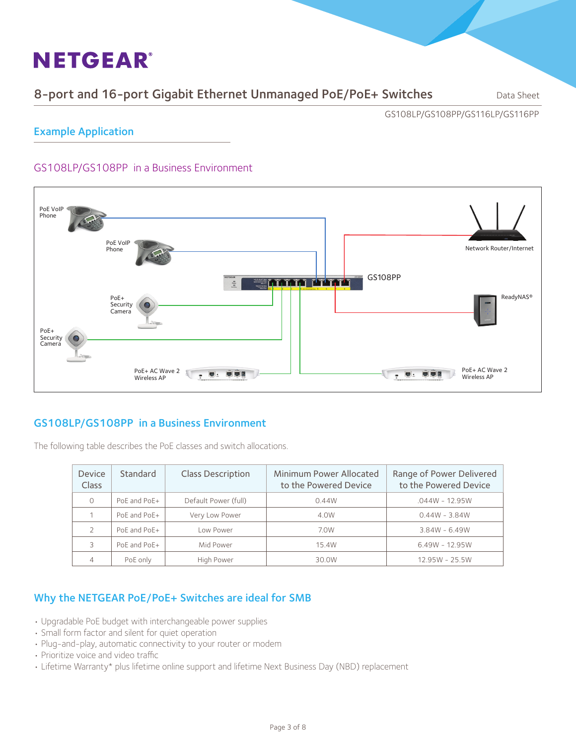## Example Application

### GS108LP/GS108PP in a Business Environment

PoE VoIP Phone

PoE VoIP Phone

GS108PP

Network Router/Internet

PoE+ Security Camera

ReadyNAS®

PoE+ Security Camera

PoE+ AC Wave 2 Wireless AP

PoE+ AC Wave 2 Wireless AP

## GS108LP/GS108PP in a Business Environment

The following table describes the PoE classes and switch allocations.

| Device Class | Standard | Class Description | Minimum Power Allocated to the Powered Device | Range of Power Delivered to the Powered Device |
|---|---|---|---|---|
| 0 | PoE and PoE+ | Default Power (full) | 0.44W | .044W - 12.95W |
| 1 | PoE and PoE+ | Very Low Power | 4.0W | 0.44W - 3.84W |
| 2 | PoE and PoE+ | Low Power | 7.0W | 3.84W - 6.49W |
| 3 | PoE and PoE+ | Mid Power | 15.4W | 6.49W - 12.95W |
| 4 | PoE only | High Power | 30.0W | 12.95W - 25.5W |

## Why the NETGEAR PoE/PoE+ Switches are ideal for SMB

- Upgradable PoE budget with interchangeable power supplies
- Small form factor and silent for quiet operation
- Plug-and-play, automatic connectivity to your router or modem
- Prioritize voice and video traffic
- Lifetime Warranty* plus lifetime online support and lifetime Next Business Day (NBD) replacement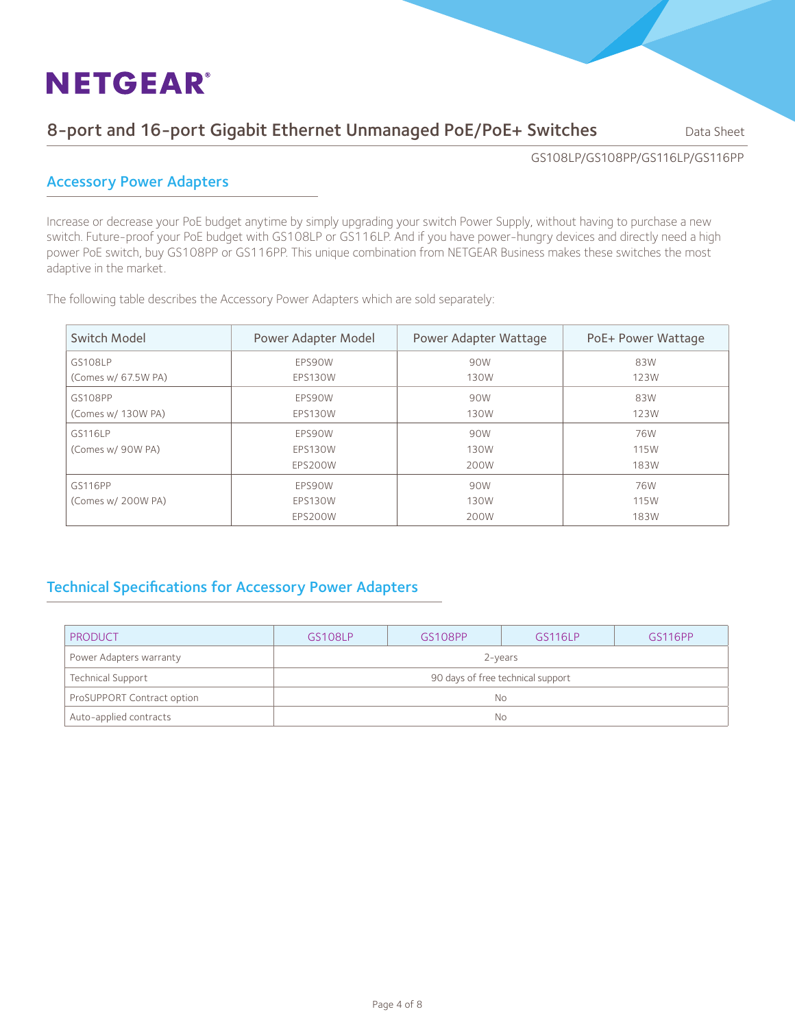## Accessory Power Adapters

Increase or decrease your PoE budget anytime by simply upgrading your switch Power Supply, without having to purchase a new switch. Future-proof your PoE budget with GS108LP or GS116LP. And if you have power-hungry devices and directly need a high power PoE switch, buy GS108PP or GS116PP. This unique combination from NETGEAR Business makes these switches the most adaptive in the market.

The following table describes the Accessory Power Adapters which are sold separately:

| Switch Model | Power Adapter Model | Power Adapter Wattage | PoE+ Power Wattage |
|---|---|---|---|
| GS108LP<br>(Comes w/ 67.5W PA) | EPS90W<br>EPS130W | 90W<br>130W | 83W<br>123W |
| GS108PP<br>(Comes w/ 130W PA) | EPS90W<br>EPS130W | 90W<br>130W | 83W<br>123W |
| GS116LP<br>(Comes w/ 90W PA) | EPS90W<br>EPS130W<br>EPS200W | 90W<br>130W<br>200W | 76W<br>115W<br>183W |
| GS116PP<br>(Comes w/ 200W PA) | EPS90W<br>EPS130W<br>EPS200W | 90W<br>130W<br>200W | 76W<br>115W<br>183W |

## Technical Specifications for Accessory Power Adapters

| PRODUCT | GS108LP | GS108PP | GS116LP | GS116PP |
|---|---|---|---|---|
| Power Adapters warranty | 2-years | | | |
| Technical Support | 90 days of free technical support | | | |
| ProSUPPORT Contract option | No | | | |
| Auto-applied contracts | No | | | |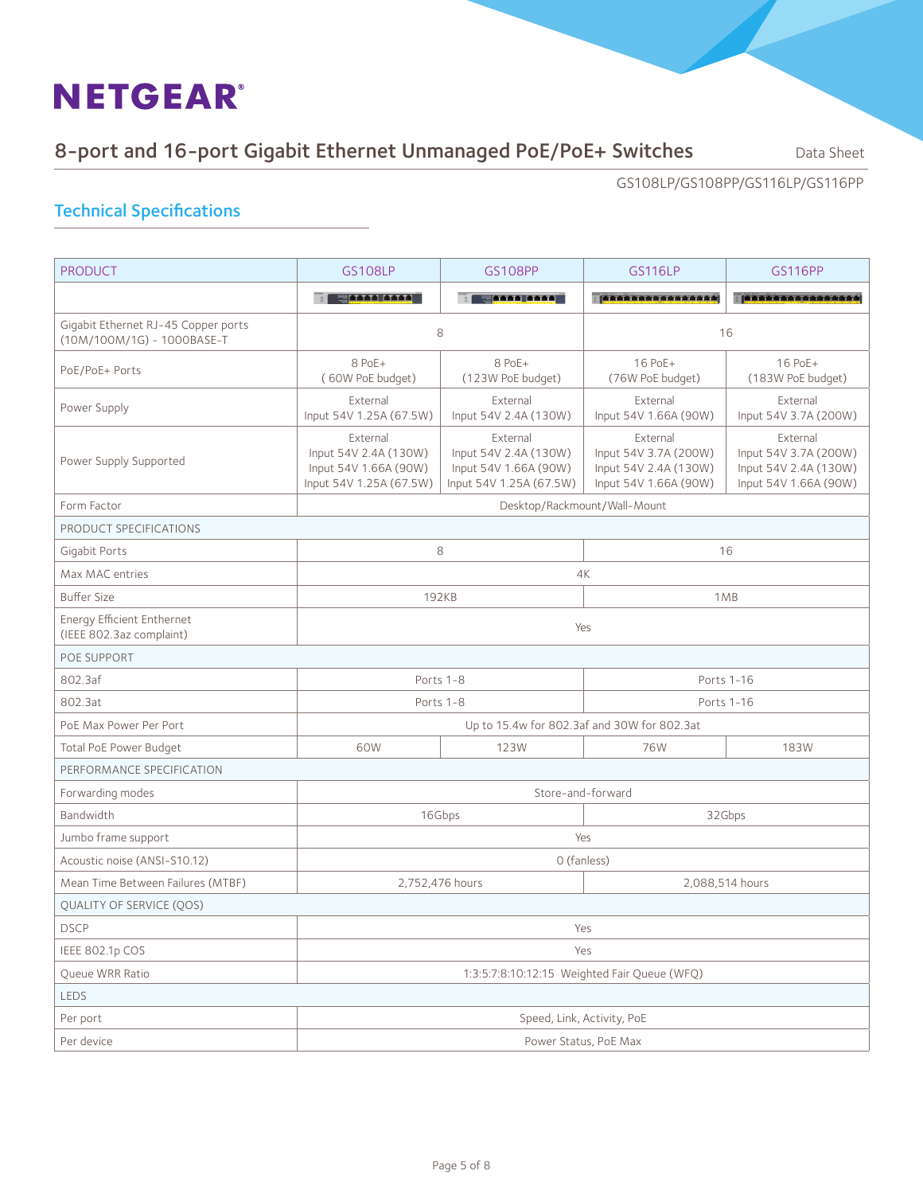## Technical Specifications

| PRODUCT | GS108LP | GS108PP | GS116LP | GS116PP |
|---|---|---|---|---|
| | | | | |
| Gigabit Ethernet RJ-45 Copper ports (10M/100M/1G) - 1000BASE-T | 8 | | 16 | |
| PoE/PoE+ Ports | 8 PoE+ ( 60W PoE budget) | 8 PoE+ (123W PoE budget) | 16 PoE+ (76W PoE budget) | 16 PoE+ (183W PoE budget) |
| Power Supply | External Input 54V 1.25A (67.5W) | External Input 54V 2.4A (130W) | External Input 54V 1.66A (90W) | External Input 54V 3.7A (200W) |
| Power Supply Supported | External Input 54V 2.4A (130W) Input 54V 1.66A (90W) Input 54V 1.25A (67.5W) | External Input 54V 2.4A (130W) Input 54V 1.66A (90W) Input 54V 1.25A (67.5W) | External Input 54V 3.7A (200W) Input 54V 2.4A (130W) Input 54V 1.66A (90W) | External Input 54V 3.7A (200W) Input 54V 2.4A (130W) Input 54V 1.66A (90W) |
| Form Factor | Desktop/Rackmount/Wall-Mount | | | |
| PRODUCT SPECIFICATIONS | | | | |
| Gigabit Ports | 8 | | 16 | |
| Max MAC entries | 4K | | | |
| Buffer Size | 192KB | | 1MB | |
| Energy Efficient Enthernet (IEEE 802.3az complaint) | Yes | | | |
| POE SUPPORT | | | | |
| 802.3af | Ports 1-8 | | Ports 1-16 | |
| 802.3at | Ports 1-8 | | Ports 1-16 | |
| PoE Max Power Per Port | Up to 15.4w for 802.3af and 30W for 802.3at | | | |
| Total PoE Power Budget | 60W | 123W | 76W | 183W |
| PERFORMANCE SPECIFICATION | | | | |
| Forwarding modes | Store-and-forward | | | |
| Bandwidth | 16Gbps | | 32Gbps | |
| Jumbo frame support | Yes | | | |
| Acoustic noise (ANSI-S10.12) | 0 (fanless) | | | |
| Mean Time Between Failures (MTBF) | 2,752,476 hours | | 2,088,514 hours | |
| QUALITY OF SERVICE (QOS) | | | | |
| DSCP | Yes | | | |
| IEEE 802.1p COS | Yes | | | |
| Queue WRR Ratio | 1:3:5:7:8:10:12:15 Weighted Fair Queue (WFQ) | | | |
| LEDS | | | | |
| Per port | Speed, Link, Activity, PoE | | | |
| Per device | Power Status, PoE Max | | | |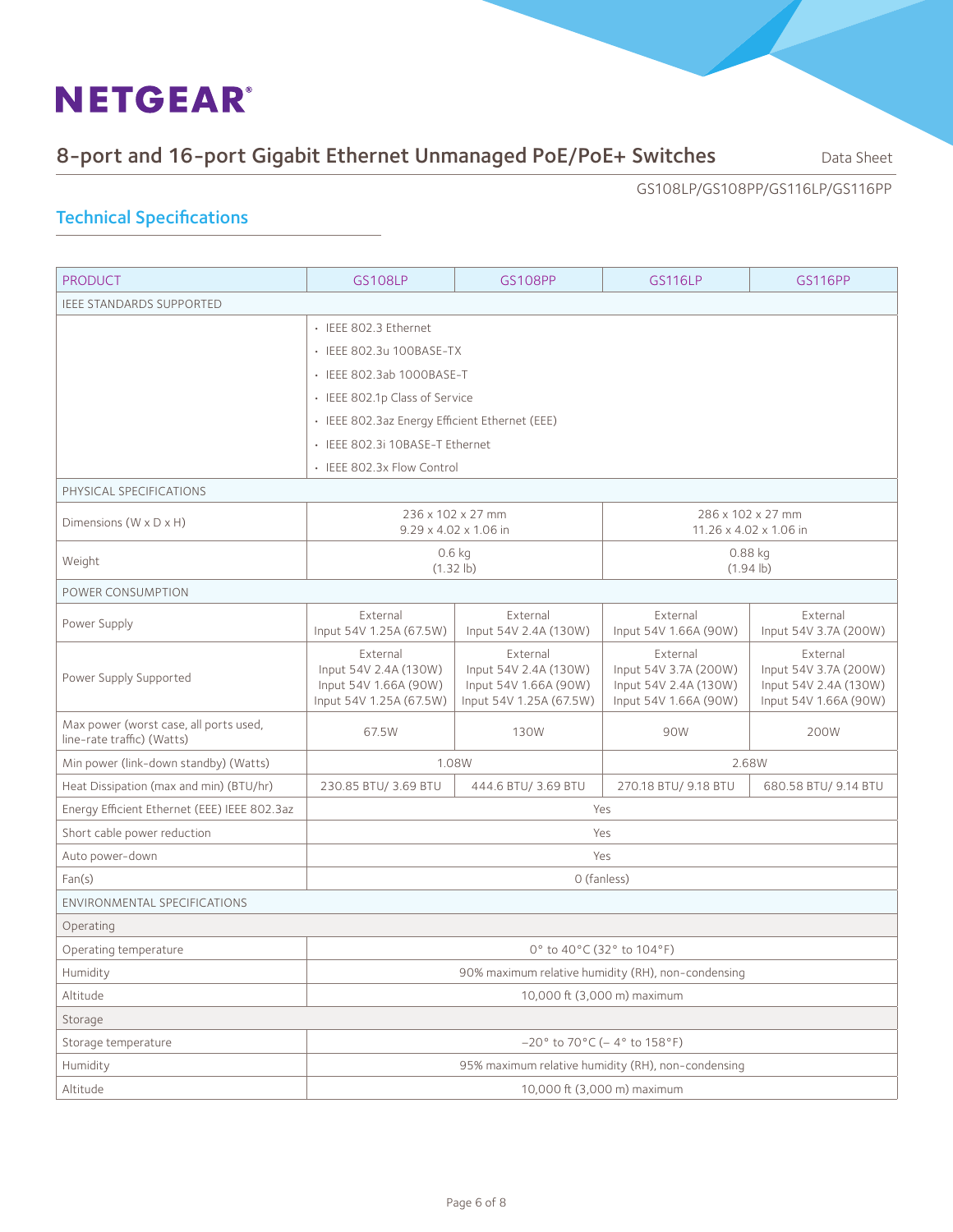# NETGEAR®

## 8-port and 16-port Gigabit Ethernet Unmanaged PoE/PoE+ Switches

Data Sheet

GS108LP/GS108PP/GS116LP/GS116PP

### Technical Specifications

| PRODUCT | GS108LP | GS108PP | GS116LP | GS116PP |
|---|---|---|---|---|
| IEEE STANDARDS SUPPORTED | | | | |
| | • IEEE 802.3 Ethernet<br>• IEEE 802.3u 100BASE-TX<br>• IEEE 802.3ab 1000BASE-T<br>• IEEE 802.1p Class of Service<br>• IEEE 802.3az Energy Efficient Ethernet (EEE)<br>• IEEE 802.3i 10BASE-T Ethernet<br>• IEEE 802.3x Flow Control | | | |
| PHYSICAL SPECIFICATIONS | | | | |
| Dimensions (W x D x H) | 236 x 102 x 27 mm<br>9.29 x 4.02 x 1.06 in | | 286 x 102 x 27 mm<br>11.26 x 4.02 x 1.06 in | |
| Weight | 0.6 kg<br>(1.32 lb) | | 0.88 kg<br>(1.94 lb) | |
| POWER CONSUMPTION | | | | |
| Power Supply | External<br>Input 54V 1.25A (67.5W) | External<br>Input 54V 2.4A (130W) | External<br>Input 54V 1.66A (90W) | External<br>Input 54V 3.7A (200W) |
| Power Supply Supported | External<br>Input 54V 2.4A (130W)<br>Input 54V 1.66A (90W)<br>Input 54V 1.25A (67.5W) | External<br>Input 54V 2.4A (130W)<br>Input 54V 1.66A (90W)<br>Input 54V 1.25A (67.5W) | External<br>Input 54V 3.7A (200W)<br>Input 54V 2.4A (130W)<br>Input 54V 1.66A (90W) | External<br>Input 54V 3.7A (200W)<br>Input 54V 2.4A (130W)<br>Input 54V 1.66A (90W) |
| Max power (worst case, all ports used, line-rate traffic) (Watts) | 67.5W | 130W | 90W | 200W |
| Min power (link-down standby) (Watts) | 1.08W | | 2.68W | |
| Heat Dissipation (max and min) (BTU/hr) | 230.85 BTU/ 3.69 BTU | 444.6 BTU/ 3.69 BTU | 270.18 BTU/ 9.18 BTU | 680.58 BTU/ 9.14 BTU |
| Energy Efficient Ethernet (EEE) IEEE 802.3az | Yes | | | |
| Short cable power reduction | Yes | | | |
| Auto power-down | Yes | | | |
| Fan(s) | 0 (fanless) | | | |
| ENVIRONMENTAL SPECIFICATIONS | | | | |
| Operating | | | | |
| Operating temperature | 0° to 40°C (32° to 104°F) | | | |
| Humidity | 90% maximum relative humidity (RH), non-condensing | | | |
| Altitude | 10,000 ft (3,000 m) maximum | | | |
| Storage | | | | |
| Storage temperature | –20° to 70°C (– 4° to 158°F) | | | |
| Humidity | 95% maximum relative humidity (RH), non-condensing | | | |
| Altitude | 10,000 ft (3,000 m) maximum | | | |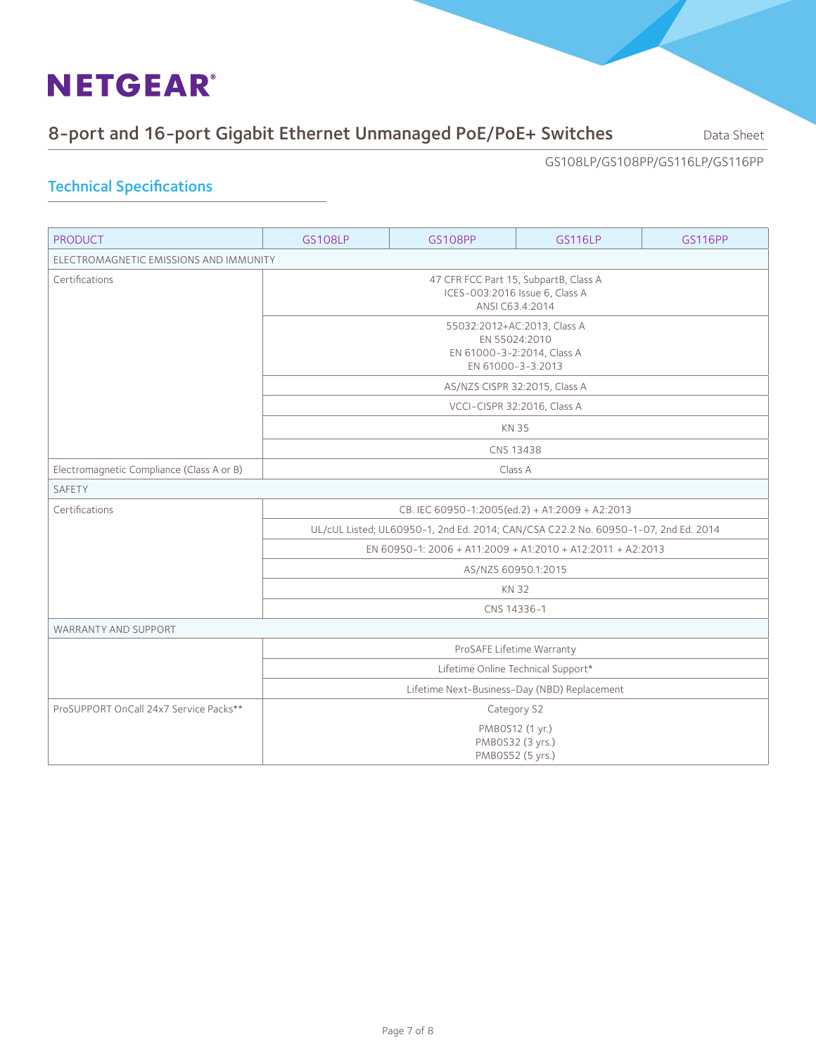# 8-port and 16-port Gigabit Ethernet Unmanaged PoE/PoE+ Switches

Data Sheet

GS108LP/GS108PP/GS116LP/GS116PP

## Technical Specifications

| PRODUCT | GS108LP | GS108PP | GS116LP | GS116PP |
|---|---|---|---|---|
| ELECTROMAGNETIC EMISSIONS AND IMMUNITY | | | | |
| Certifications | 47 CFR FCC Part 15, SubpartB, Class A<br>ICES-003:2016 Issue 6, Class A<br>ANSI C63.4:2014 | | | |
| | 55032:2012+AC:2013, Class A<br>EN 55024:2010<br>EN 61000-3-2:2014, Class A<br>EN 61000-3-3:2013 | | | |
| | AS/NZS CISPR 32:2015, Class A | | | |
| | VCCI-CISPR 32:2016, Class A | | | |
| | KN 35 | | | |
| | CNS 13438 | | | |
| Electromagnetic Compliance (Class A or B) | Class A | | | |
| SAFETY | | | | |
| Certifications | CB. IEC 60950-1:2005(ed.2) + A1:2009 + A2:2013 | | | |
| | UL/cUL Listed; UL60950-1, 2nd Ed. 2014; CAN/CSA C22.2 No. 60950-1-07, 2nd Ed. 2014 | | | |
| | EN 60950-1: 2006 + A11:2009 + A1:2010 + A12:2011 + A2:2013 | | | |
| | AS/NZS 60950.1:2015 | | | |
| | KN 32 | | | |
| | CNS 14336-1 | | | |
| WARRANTY AND SUPPORT | | | | |
| | ProSAFE Lifetime Warranty | | | |
| | Lifetime Online Technical Support* | | | |
| | Lifetime Next-Business-Day (NBD) Replacement | | | |
| ProSUPPORT OnCall 24x7 Service Packs** | Category S2<br>PMB0S12 (1 yr.)<br>PMB0S32 (3 yrs.)<br>PMB0S52 (5 yrs.) | | | |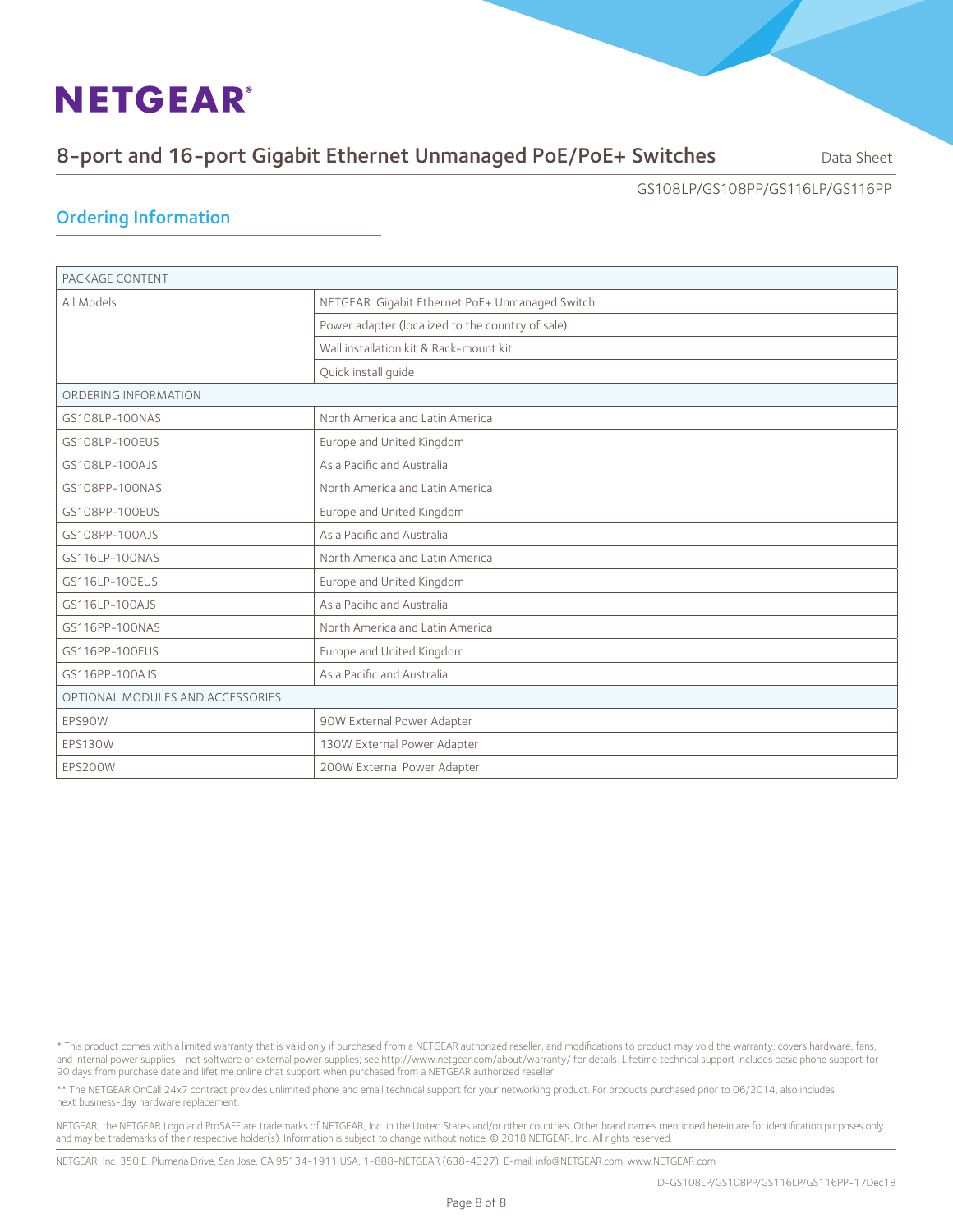## Ordering Information

| | |
|---|---|
| PACKAGE CONTENT | |
| All Models | NETGEAR Gigabit Ethernet PoE+ Unmanaged Switch |
| | Power adapter (localized to the country of sale) |
| | Wall installation kit & Rack-mount kit |
| | Quick install guide |
| ORDERING INFORMATION | |
| GS108LP-100NAS | North America and Latin America |
| GS108LP-100EUS | Europe and United Kingdom |
| GS108LP-100AJS | Asia Pacific and Australia |
| GS108PP-100NAS | North America and Latin America |
| GS108PP-100EUS | Europe and United Kingdom |
| GS108PP-100AJS | Asia Pacific and Australia |
| GS116LP-100NAS | North America and Latin America |
| GS116LP-100EUS | Europe and United Kingdom |
| GS116LP-100AJS | Asia Pacific and Australia |
| GS116PP-100NAS | North America and Latin America |
| GS116PP-100EUS | Europe and United Kingdom |
| GS116PP-100AJS | Asia Pacific and Australia |
| OPTIONAL MODULES AND ACCESSORIES | |
| EPS90W | 90W External Power Adapter |
| EPS130W | 130W External Power Adapter |
| EPS200W | 200W External Power Adapter |

* This product comes with a limited warranty that is valid only if purchased from a NETGEAR authorized reseller, and modifications to product may void the warranty; covers hardware, fans, and internal power supplies - not software or external power supplies; see http://www.netgear.com/about/warranty/ for details. Lifetime technical support includes basic phone support for 90 days from purchase date and lifetime online chat support when purchased from a NETGEAR authorized reseller.

** The NETGEAR OnCall 24x7 contract provides unlimited phone and email technical support for your networking product. For products purchased prior to 06/2014, also includes next business-day hardware replacement.

NETGEAR, the NETGEAR Logo and ProSAFE are trademarks of NETGEAR, Inc. in the United States and/or other countries. Other brand names mentioned herein are for identification purposes only and may be trademarks of their respective holder(s). Information is subject to change without notice. © 2018 NETGEAR, Inc. All rights reserved.

NETGEAR, Inc. 350 E. Plumeria Drive, San Jose, CA 95134-1911 USA, 1-888-NETGEAR (638-4327), E-mail: info@NETGEAR.com, www.NETGEAR.com

D-GS108LP/GS108PP/GS116LP/GS116PP-17Dec18